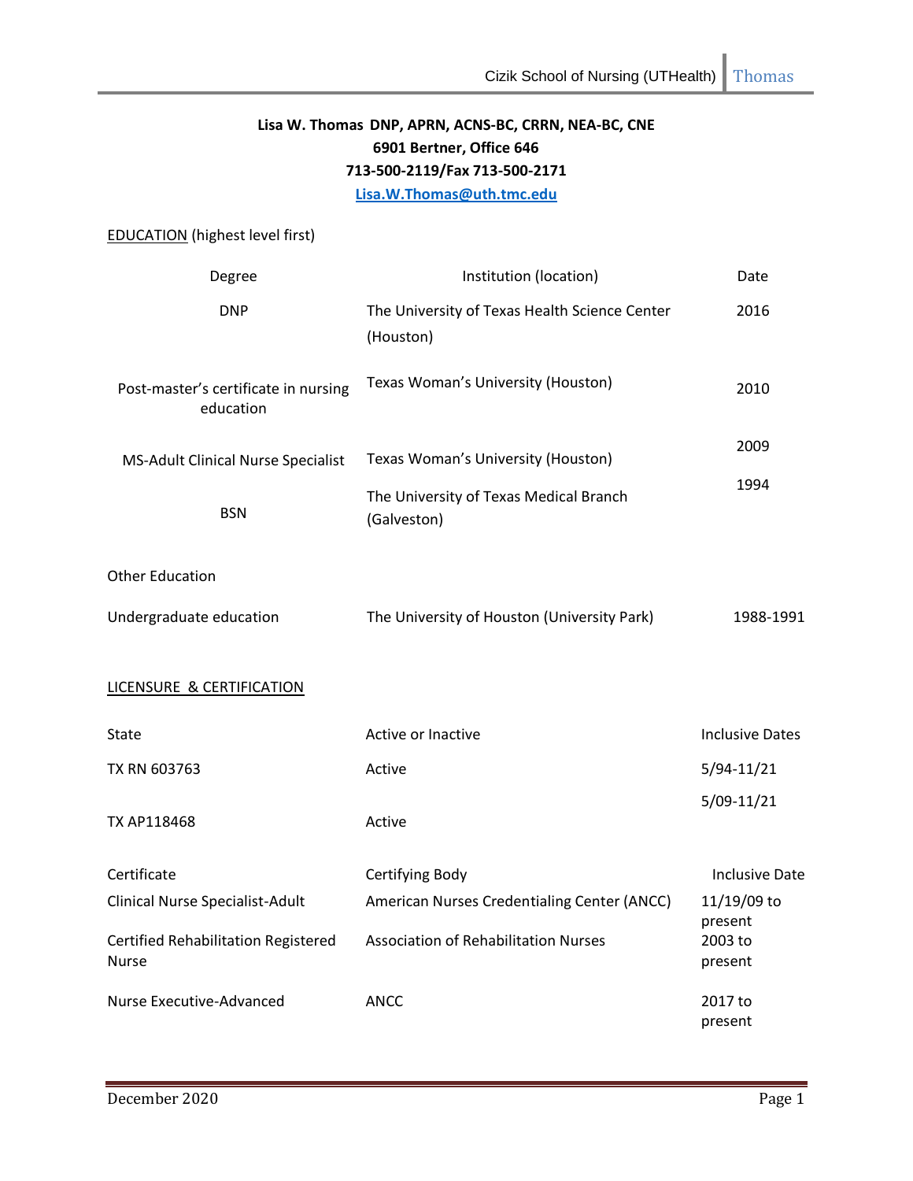**Lisa W. Thomas DNP, APRN, ACNS-BC, CRRN, NEA-BC, CNE**
**6901 Bertner, Office 646**
**713-500-2119/Fax 713-500-2171**
**Lisa.W.Thomas@uth.tmc.edu**

EDUCATION (highest level first)

| Degree | Institution (location) | Date |
|---|---|---|
| DNP | The University of Texas Health Science Center (Houston) | 2016 |
| Post-master's certificate in nursing education | Texas Woman's University (Houston) | 2010 |
| MS-Adult Clinical Nurse Specialist | Texas Woman's University (Houston) | 2009 |
| BSN | The University of Texas Medical Branch (Galveston) | 1994 |

Other Education

| | | |
|---|---|---|
| Undergraduate education | The University of Houston (University Park) | 1988-1991 |

LICENSURE & CERTIFICATION

| State | Active or Inactive | Inclusive Dates |
|---|---|---|
| TX RN 603763 | Active | 5/94-11/21 |
| TX AP118468 | Active | 5/09-11/21 |

| Certificate | Certifying Body | Inclusive Date |
|---|---|---|
| Clinical Nurse Specialist-Adult | American Nurses Credentialing Center (ANCC) | 11/19/09 to present |
| Certified Rehabilitation Registered Nurse | Association of Rehabilitation Nurses | 2003 to present |
| Nurse Executive-Advanced | ANCC | 2017 to present |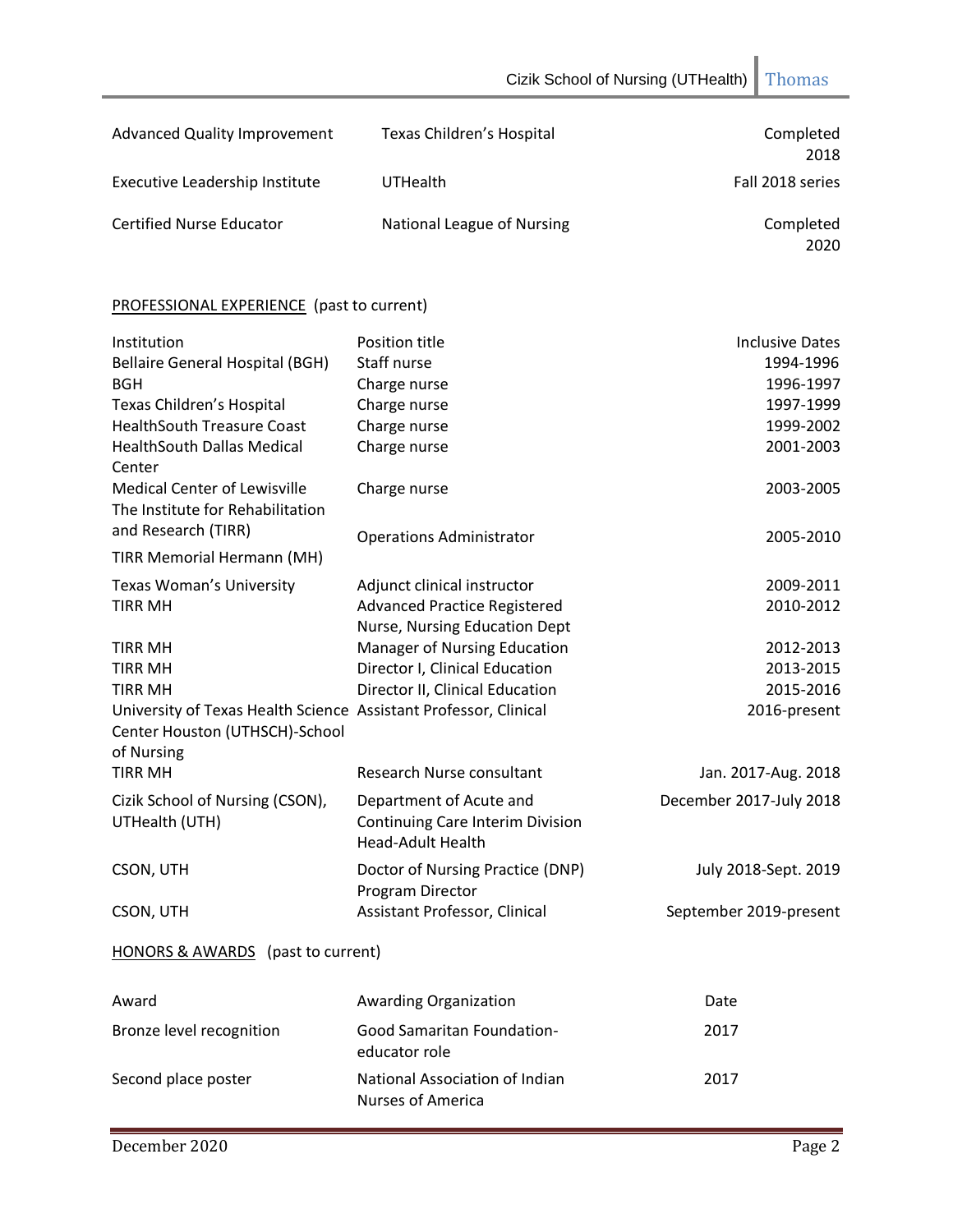| | | |
|---|---|---|
| Advanced Quality Improvement | Texas Children's Hospital | Completed 2018 |
| Executive Leadership Institute | UTHealth | Fall 2018 series |
| Certified Nurse Educator | National League of Nursing | Completed 2020 |

PROFESSIONAL EXPERIENCE (past to current)

| Institution | Position title | Inclusive Dates |
|---|---|---|
| Bellaire General Hospital (BGH) | Staff nurse | 1994-1996 |
| BGH | Charge nurse | 1996-1997 |
| Texas Children's Hospital | Charge nurse | 1997-1999 |
| HealthSouth Treasure Coast | Charge nurse | 1999-2002 |
| HealthSouth Dallas Medical Center | Charge nurse | 2001-2003 |
| Medical Center of Lewisville | Charge nurse | 2003-2005 |
| The Institute for Rehabilitation and Research (TIRR) TIRR Memorial Hermann (MH) | Operations Administrator | 2005-2010 |
| Texas Woman's University | Adjunct clinical instructor | 2009-2011 |
| TIRR MH | Advanced Practice Registered Nurse, Nursing Education Dept | 2010-2012 |
| TIRR MH | Manager of Nursing Education | 2012-2013 |
| TIRR MH | Director I, Clinical Education | 2013-2015 |
| TIRR MH | Director II, Clinical Education | 2015-2016 |
| University of Texas Health Science Center Houston (UTHSCH)-School of Nursing | Assistant Professor, Clinical | 2016-present |
| TIRR MH | Research Nurse consultant | Jan. 2017-Aug. 2018 |
| Cizik School of Nursing (CSON), UTHealth (UTH) | Department of Acute and Continuing Care Interim Division Head-Adult Health | December 2017-July 2018 |
| CSON, UTH | Doctor of Nursing Practice (DNP) Program Director | July 2018-Sept. 2019 |
| CSON, UTH | Assistant Professor, Clinical | September 2019-present |

HONORS & AWARDS (past to current)

| Award | Awarding Organization | Date |
|---|---|---|
| Bronze level recognition | Good Samaritan Foundation-educator role | 2017 |
| Second place poster | National Association of Indian Nurses of America | 2017 |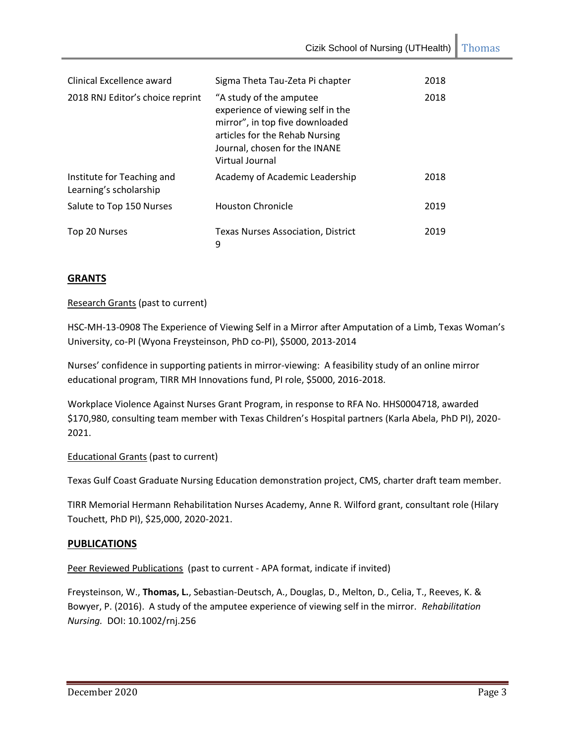| | | |
|---|---|---|
| Clinical Excellence award | Sigma Theta Tau-Zeta Pi chapter | 2018 |
| 2018 RNJ Editor's choice reprint | "A study of the amputee experience of viewing self in the mirror", in top five downloaded articles for the Rehab Nursing Journal, chosen for the INANE Virtual Journal | 2018 |
| Institute for Teaching and Learning's scholarship | Academy of Academic Leadership | 2018 |
| Salute to Top 150 Nurses | Houston Chronicle | 2019 |
| Top 20 Nurses | Texas Nurses Association, District 9 | 2019 |

## GRANTS

Research Grants (past to current)

HSC-MH-13-0908 The Experience of Viewing Self in a Mirror after Amputation of a Limb, Texas Woman's University, co-PI (Wyona Freysteinson, PhD co-PI), $5000, 2013-2014

Nurses' confidence in supporting patients in mirror-viewing: A feasibility study of an online mirror educational program, TIRR MH Innovations fund, PI role, $5000, 2016-2018.

Workplace Violence Against Nurses Grant Program, in response to RFA No. HHS0004718, awarded $170,980, consulting team member with Texas Children's Hospital partners (Karla Abela, PhD PI), 2020-2021.

Educational Grants (past to current)

Texas Gulf Coast Graduate Nursing Education demonstration project, CMS, charter draft team member.

TIRR Memorial Hermann Rehabilitation Nurses Academy, Anne R. Wilford grant, consultant role (Hilary Touchett, PhD PI), $25,000, 2020-2021.

## PUBLICATIONS

Peer Reviewed Publications (past to current - APA format, indicate if invited)

Freysteinson, W., **Thomas, L.**, Sebastian-Deutsch, A., Douglas, D., Melton, D., Celia, T., Reeves, K. & Bowyer, P. (2016). A study of the amputee experience of viewing self in the mirror. *Rehabilitation Nursing.* DOI: 10.1002/rnj.256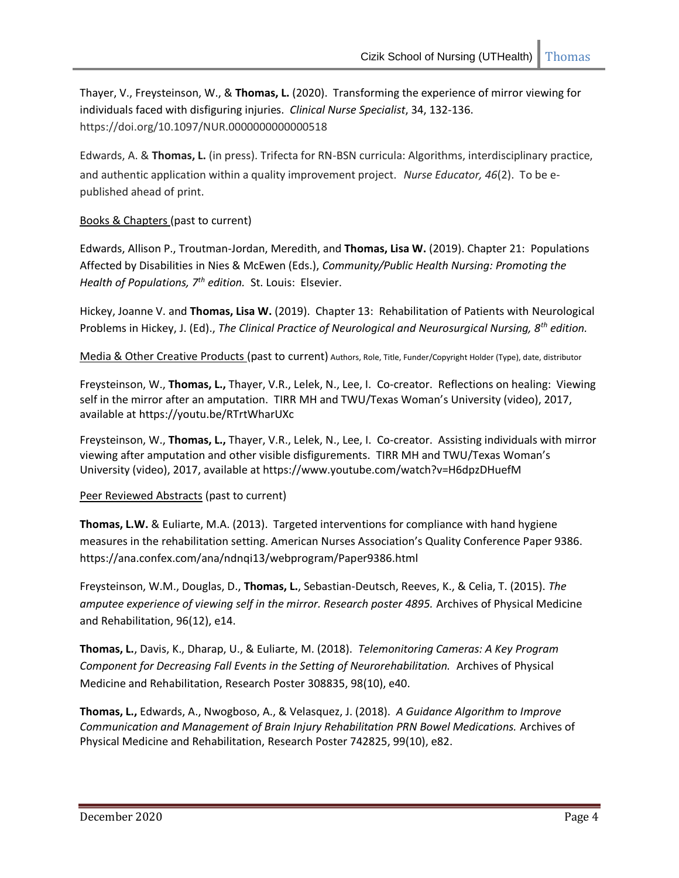Thayer, V., Freysteinson, W., & **Thomas, L.** (2020). Transforming the experience of mirror viewing for individuals faced with disfiguring injuries. *Clinical Nurse Specialist*, 34, 132-136. https://doi.org/10.1097/NUR.0000000000000518

Edwards, A. & **Thomas, L.** (in press). Trifecta for RN-BSN curricula: Algorithms, interdisciplinary practice, and authentic application within a quality improvement project. *Nurse Educator, 46*(2). To be e-published ahead of print.

Books & Chapters (past to current)

Edwards, Allison P., Troutman-Jordan, Meredith, and **Thomas, Lisa W.** (2019). Chapter 21: Populations Affected by Disabilities in Nies & McEwen (Eds.), *Community/Public Health Nursing: Promoting the Health of Populations, 7th edition.* St. Louis: Elsevier.

Hickey, Joanne V. and **Thomas, Lisa W.** (2019). Chapter 13: Rehabilitation of Patients with Neurological Problems in Hickey, J. (Ed)., *The Clinical Practice of Neurological and Neurosurgical Nursing, 8th edition.*

Media & Other Creative Products (past to current) Authors, Role, Title, Funder/Copyright Holder (Type), date, distributor

Freysteinson, W., **Thomas, L.,** Thayer, V.R., Lelek, N., Lee, I. Co-creator. Reflections on healing: Viewing self in the mirror after an amputation. TIRR MH and TWU/Texas Woman's University (video), 2017, available at https://youtu.be/RTrtWharUXc

Freysteinson, W., **Thomas, L.,** Thayer, V.R., Lelek, N., Lee, I. Co-creator. Assisting individuals with mirror viewing after amputation and other visible disfigurements. TIRR MH and TWU/Texas Woman's University (video), 2017, available at https://www.youtube.com/watch?v=H6dpzDHuefM

Peer Reviewed Abstracts (past to current)

**Thomas, L.W.** & Euliarte, M.A. (2013). Targeted interventions for compliance with hand hygiene measures in the rehabilitation setting. American Nurses Association's Quality Conference Paper 9386. https://ana.confex.com/ana/ndnqi13/webprogram/Paper9386.html

Freysteinson, W.M., Douglas, D., **Thomas, L.**, Sebastian-Deutsch, Reeves, K., & Celia, T. (2015). *The amputee experience of viewing self in the mirror. Research poster 4895.* Archives of Physical Medicine and Rehabilitation, 96(12), e14.

**Thomas, L.**, Davis, K., Dharap, U., & Euliarte, M. (2018). *Telemonitoring Cameras: A Key Program Component for Decreasing Fall Events in the Setting of Neurorehabilitation.* Archives of Physical Medicine and Rehabilitation, Research Poster 308835, 98(10), e40.

**Thomas, L.,** Edwards, A., Nwogboso, A., & Velasquez, J. (2018). *A Guidance Algorithm to Improve Communication and Management of Brain Injury Rehabilitation PRN Bowel Medications.* Archives of Physical Medicine and Rehabilitation, Research Poster 742825, 99(10), e82.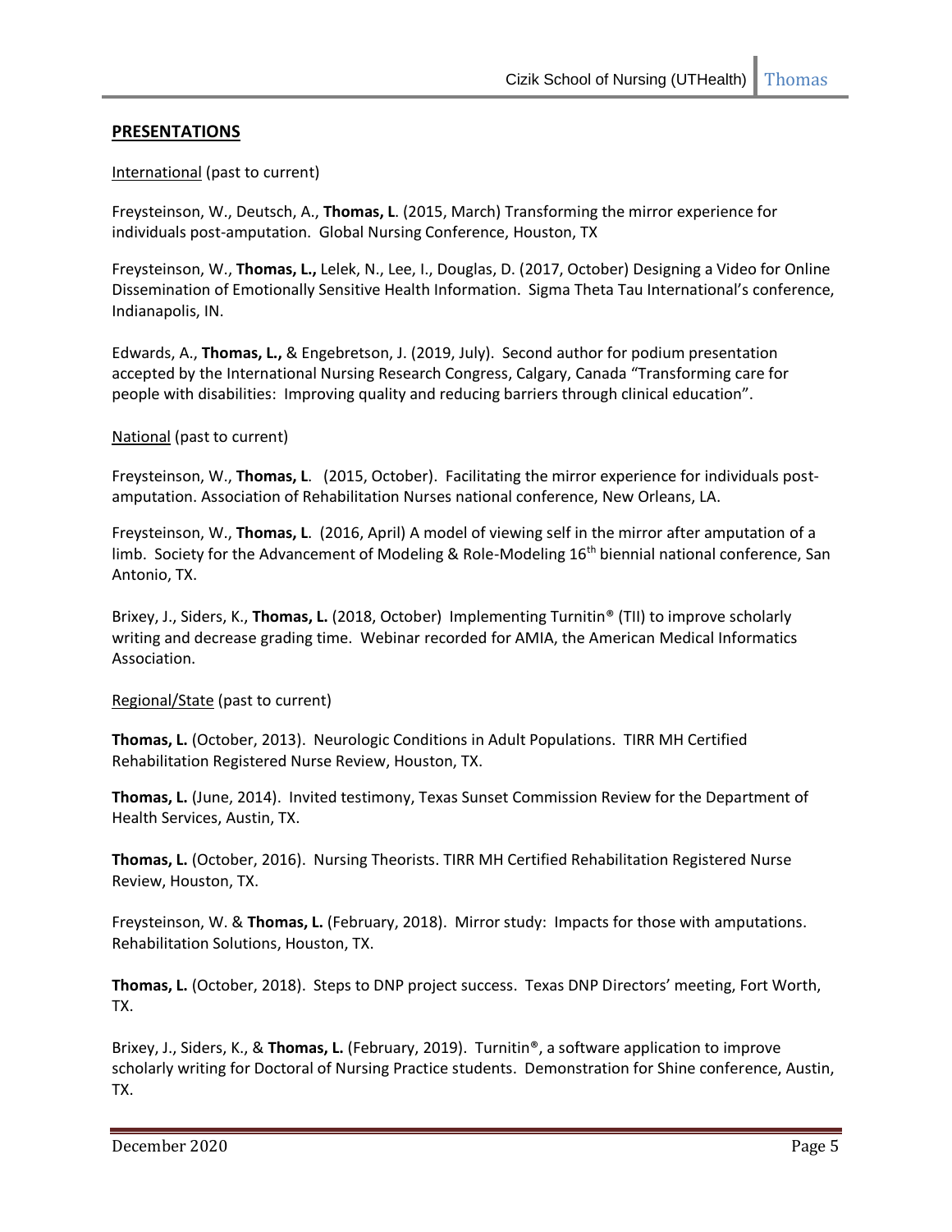## PRESENTATIONS

International (past to current)

Freysteinson, W., Deutsch, A., **Thomas, L**. (2015, March) Transforming the mirror experience for individuals post-amputation. Global Nursing Conference, Houston, TX

Freysteinson, W., **Thomas, L.,** Lelek, N., Lee, I., Douglas, D. (2017, October) Designing a Video for Online Dissemination of Emotionally Sensitive Health Information. Sigma Theta Tau International's conference, Indianapolis, IN.

Edwards, A., **Thomas, L.,** & Engebretson, J. (2019, July). Second author for podium presentation accepted by the International Nursing Research Congress, Calgary, Canada "Transforming care for people with disabilities: Improving quality and reducing barriers through clinical education".

National (past to current)

Freysteinson, W., **Thomas, L**. (2015, October). Facilitating the mirror experience for individuals post-amputation. Association of Rehabilitation Nurses national conference, New Orleans, LA.

Freysteinson, W., **Thomas, L**. (2016, April) A model of viewing self in the mirror after amputation of a limb. Society for the Advancement of Modeling & Role-Modeling 16th biennial national conference, San Antonio, TX.

Brixey, J., Siders, K., **Thomas, L.** (2018, October) Implementing Turnitin® (TII) to improve scholarly writing and decrease grading time. Webinar recorded for AMIA, the American Medical Informatics Association.

Regional/State (past to current)

**Thomas, L.** (October, 2013). Neurologic Conditions in Adult Populations. TIRR MH Certified Rehabilitation Registered Nurse Review, Houston, TX.

**Thomas, L.** (June, 2014). Invited testimony, Texas Sunset Commission Review for the Department of Health Services, Austin, TX.

**Thomas, L.** (October, 2016). Nursing Theorists. TIRR MH Certified Rehabilitation Registered Nurse Review, Houston, TX.

Freysteinson, W. & **Thomas, L.** (February, 2018). Mirror study: Impacts for those with amputations. Rehabilitation Solutions, Houston, TX.

**Thomas, L.** (October, 2018). Steps to DNP project success. Texas DNP Directors' meeting, Fort Worth, TX.

Brixey, J., Siders, K., & **Thomas, L.** (February, 2019). Turnitin®, a software application to improve scholarly writing for Doctoral of Nursing Practice students. Demonstration for Shine conference, Austin, TX.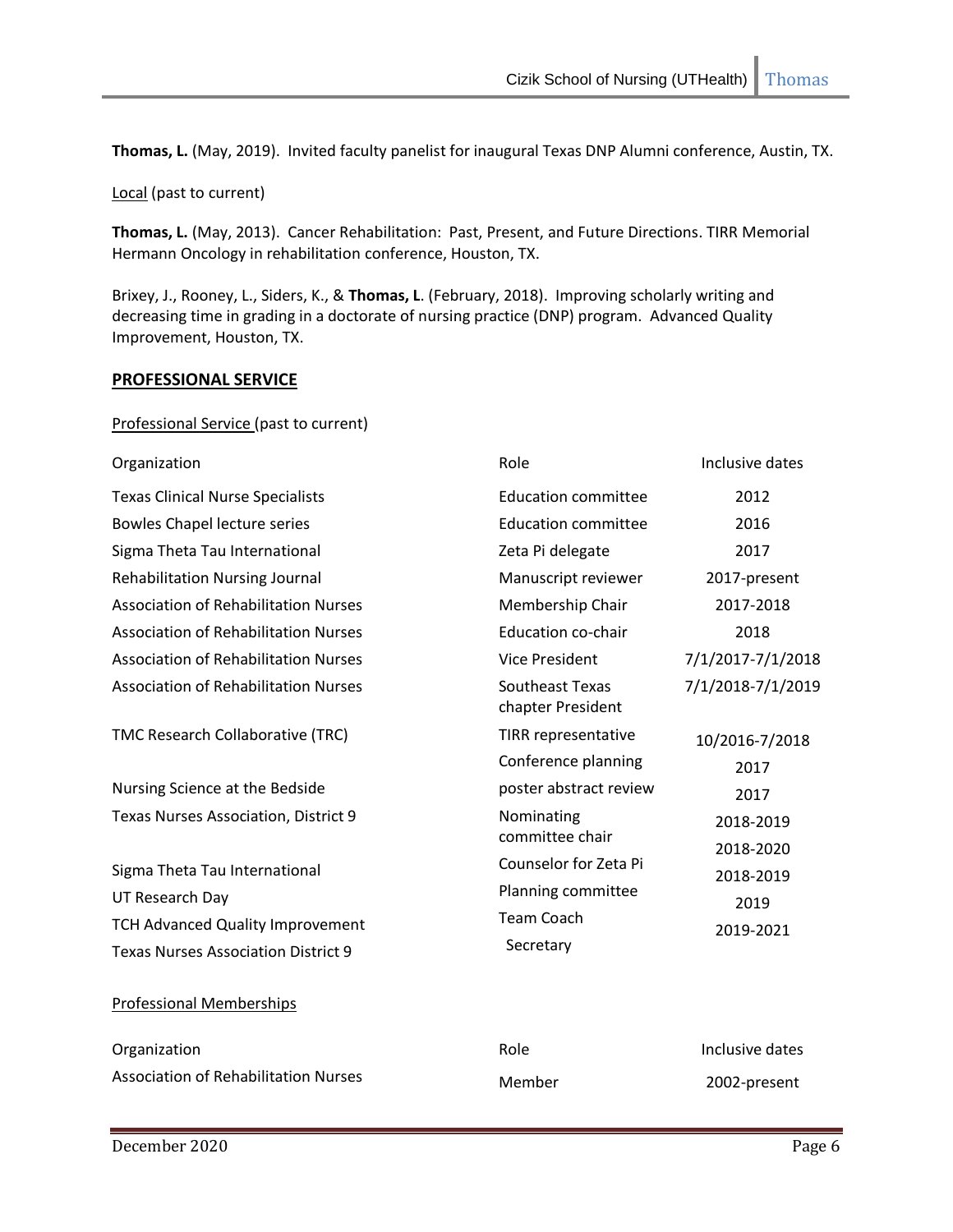**Thomas, L.** (May, 2019). Invited faculty panelist for inaugural Texas DNP Alumni conference, Austin, TX.

Local (past to current)

**Thomas, L.** (May, 2013). Cancer Rehabilitation: Past, Present, and Future Directions. TIRR Memorial Hermann Oncology in rehabilitation conference, Houston, TX.

Brixey, J., Rooney, L., Siders, K., & **Thomas, L**. (February, 2018). Improving scholarly writing and decreasing time in grading in a doctorate of nursing practice (DNP) program. Advanced Quality Improvement, Houston, TX.

## PROFESSIONAL SERVICE

Professional Service (past to current)

| Organization | Role | Inclusive dates |
|---|---|---|
| Texas Clinical Nurse Specialists | Education committee | 2012 |
| Bowles Chapel lecture series | Education committee | 2016 |
| Sigma Theta Tau International | Zeta Pi delegate | 2017 |
| Rehabilitation Nursing Journal | Manuscript reviewer | 2017-present |
| Association of Rehabilitation Nurses | Membership Chair | 2017-2018 |
| Association of Rehabilitation Nurses | Education co-chair | 2018 |
| Association of Rehabilitation Nurses | Vice President | 7/1/2017-7/1/2018 |
| Association of Rehabilitation Nurses | Southeast Texas chapter President | 7/1/2018-7/1/2019 |
| TMC Research Collaborative (TRC) | TIRR representative | 10/2016-7/2018 |
| | Conference planning | 2017 |
| Nursing Science at the Bedside | poster abstract review | 2017 |
| Texas Nurses Association, District 9 | Nominating committee chair | 2018-2019 |
| Sigma Theta Tau International | Counselor for Zeta Pi | 2018-2020 |
| UT Research Day | Planning committee | 2018-2019 |
| TCH Advanced Quality Improvement | Team Coach | 2019 |
| Texas Nurses Association District 9 | Secretary | 2019-2021 |

Professional Memberships

| Organization | Role | Inclusive dates |
|---|---|---|
| Association of Rehabilitation Nurses | Member | 2002-present |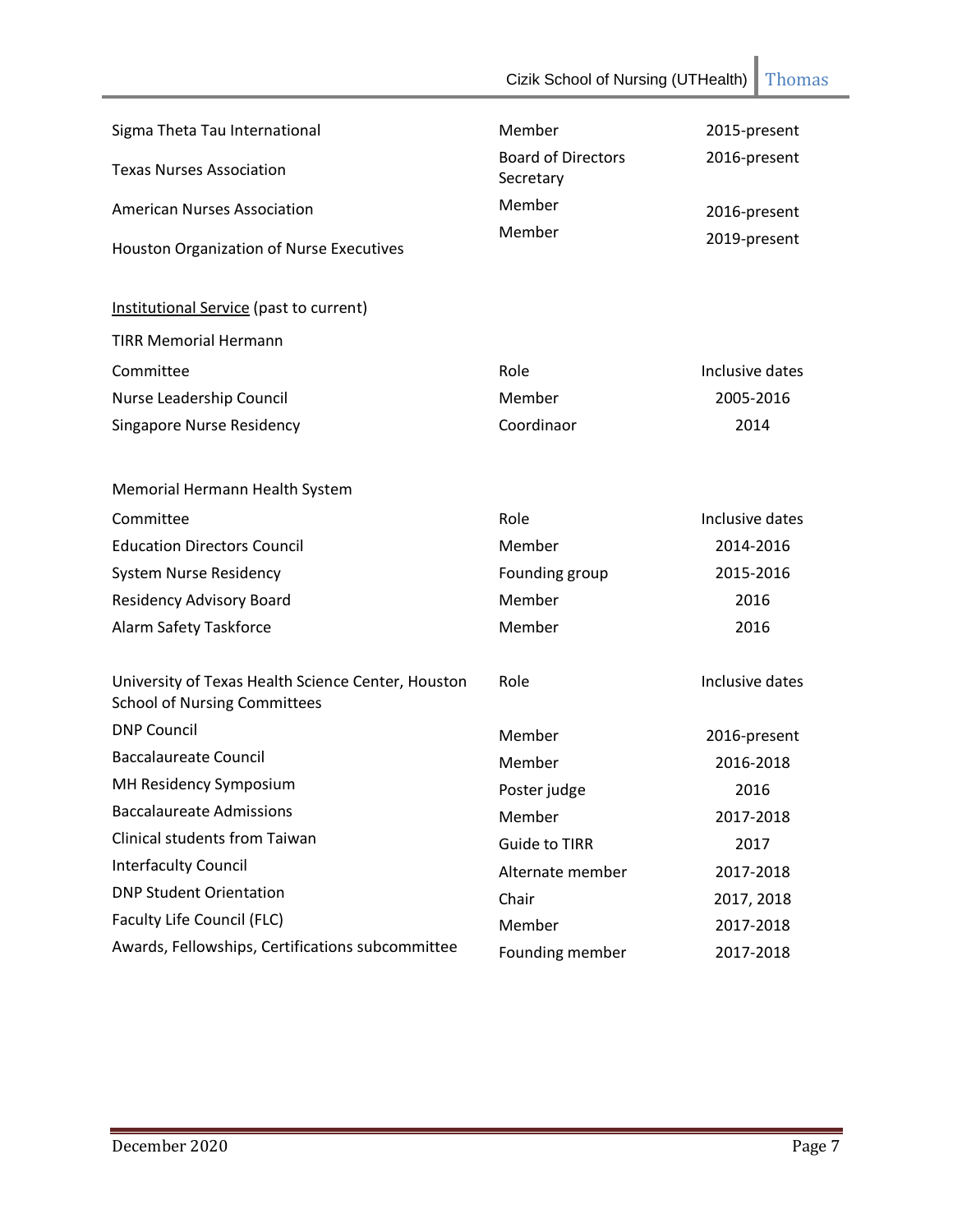| | | |
|---|---|---|
| Sigma Theta Tau International | Member | 2015-present |
| Texas Nurses Association | Board of Directors Secretary | 2016-present |
| American Nurses Association | Member | 2016-present |
| Houston Organization of Nurse Executives | Member | 2019-present |

<u>Institutional Service</u> (past to current)

TIRR Memorial Hermann

| Committee | Role | Inclusive dates |
|---|---|---|
| Nurse Leadership Council | Member | 2005-2016 |
| Singapore Nurse Residency | Coordinaor | 2014 |

Memorial Hermann Health System

| Committee | Role | Inclusive dates |
|---|---|---|
| Education Directors Council | Member | 2014-2016 |
| System Nurse Residency | Founding group | 2015-2016 |
| Residency Advisory Board | Member | 2016 |
| Alarm Safety Taskforce | Member | 2016 |

| University of Texas Health Science Center, Houston School of Nursing Committees | Role | Inclusive dates |
|---|---|---|
| DNP Council | Member | 2016-present |
| Baccalaureate Council | Member | 2016-2018 |
| MH Residency Symposium | Poster judge | 2016 |
| Baccalaureate Admissions | Member | 2017-2018 |
| Clinical students from Taiwan | Guide to TIRR | 2017 |
| Interfaculty Council | Alternate member | 2017-2018 |
| DNP Student Orientation | Chair | 2017, 2018 |
| Faculty Life Council (FLC) | Member | 2017-2018 |
| Awards, Fellowships, Certifications subcommittee | Founding member | 2017-2018 |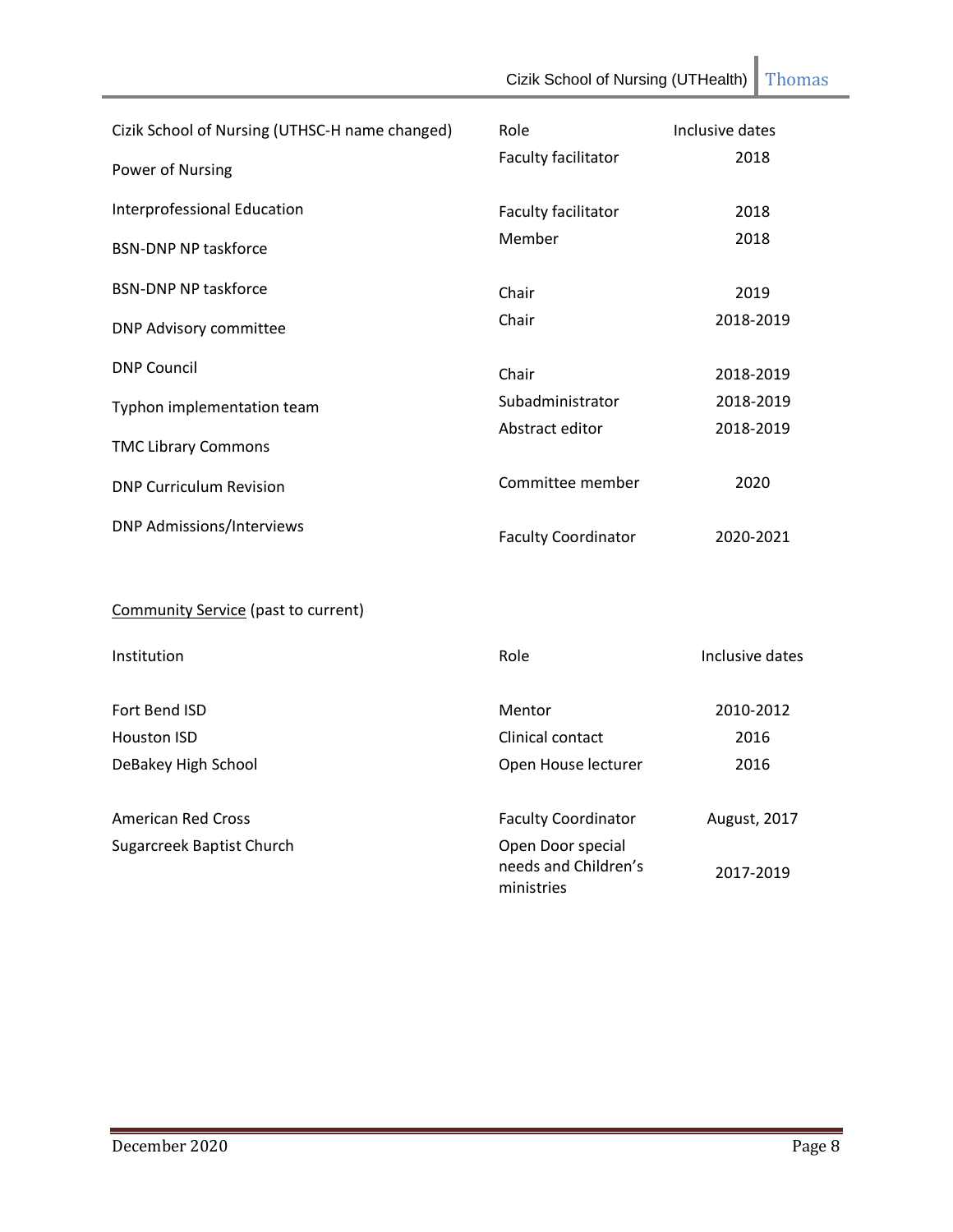| Cizik School of Nursing (UTHSC-H name changed) | Role | Inclusive dates |
|---|---|---|
| Power of Nursing | Faculty facilitator | 2018 |
| Interprofessional Education | Faculty facilitator | 2018 |
| BSN-DNP NP taskforce | Member | 2018 |
| BSN-DNP NP taskforce | Chair | 2019 |
| DNP Advisory committee | Chair | 2018-2019 |
| DNP Council | Chair | 2018-2019 |
| Typhon implementation team | Subadministrator | 2018-2019 |
| TMC Library Commons | Abstract editor | 2018-2019 |
| DNP Curriculum Revision | Committee member | 2020 |
| DNP Admissions/Interviews | Faculty Coordinator | 2020-2021 |

<u>Community Service</u> (past to current)

| Institution | Role | Inclusive dates |
|---|---|---|
| Fort Bend ISD | Mentor | 2010-2012 |
| Houston ISD | Clinical contact | 2016 |
| DeBakey High School | Open House lecturer | 2016 |
| American Red Cross | Faculty Coordinator | August, 2017 |
| Sugarcreek Baptist Church | Open Door special needs and Children's ministries | 2017-2019 |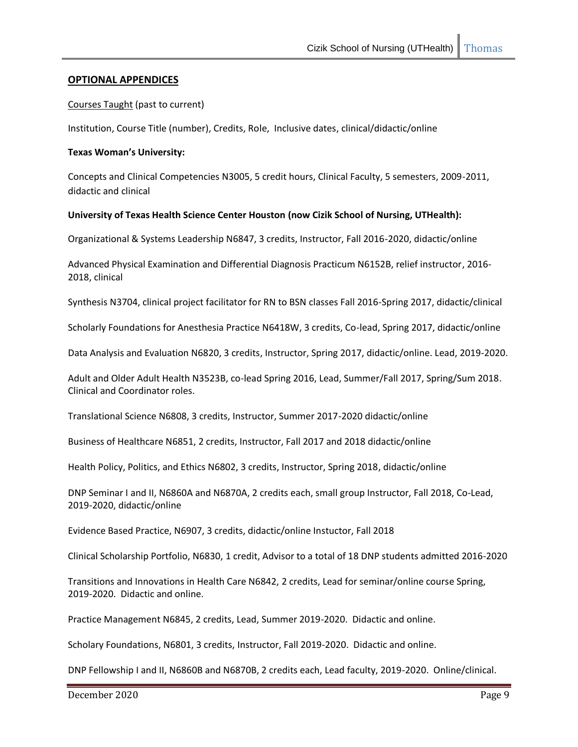## OPTIONAL APPENDICES

Courses Taught (past to current)

Institution, Course Title (number), Credits, Role, Inclusive dates, clinical/didactic/online

**Texas Woman's University:**

Concepts and Clinical Competencies N3005, 5 credit hours, Clinical Faculty, 5 semesters, 2009-2011, didactic and clinical

**University of Texas Health Science Center Houston (now Cizik School of Nursing, UTHealth):**

Organizational & Systems Leadership N6847, 3 credits, Instructor, Fall 2016-2020, didactic/online

Advanced Physical Examination and Differential Diagnosis Practicum N6152B, relief instructor, 2016-2018, clinical

Synthesis N3704, clinical project facilitator for RN to BSN classes Fall 2016-Spring 2017, didactic/clinical

Scholarly Foundations for Anesthesia Practice N6418W, 3 credits, Co-lead, Spring 2017, didactic/online

Data Analysis and Evaluation N6820, 3 credits, Instructor, Spring 2017, didactic/online. Lead, 2019-2020.

Adult and Older Adult Health N3523B, co-lead Spring 2016, Lead, Summer/Fall 2017, Spring/Sum 2018. Clinical and Coordinator roles.

Translational Science N6808, 3 credits, Instructor, Summer 2017-2020 didactic/online

Business of Healthcare N6851, 2 credits, Instructor, Fall 2017 and 2018 didactic/online

Health Policy, Politics, and Ethics N6802, 3 credits, Instructor, Spring 2018, didactic/online

DNP Seminar I and II, N6860A and N6870A, 2 credits each, small group Instructor, Fall 2018, Co-Lead, 2019-2020, didactic/online

Evidence Based Practice, N6907, 3 credits, didactic/online Instuctor, Fall 2018

Clinical Scholarship Portfolio, N6830, 1 credit, Advisor to a total of 18 DNP students admitted 2016-2020

Transitions and Innovations in Health Care N6842, 2 credits, Lead for seminar/online course Spring, 2019-2020. Didactic and online.

Practice Management N6845, 2 credits, Lead, Summer 2019-2020. Didactic and online.

Scholary Foundations, N6801, 3 credits, Instructor, Fall 2019-2020. Didactic and online.

DNP Fellowship I and II, N6860B and N6870B, 2 credits each, Lead faculty, 2019-2020. Online/clinical.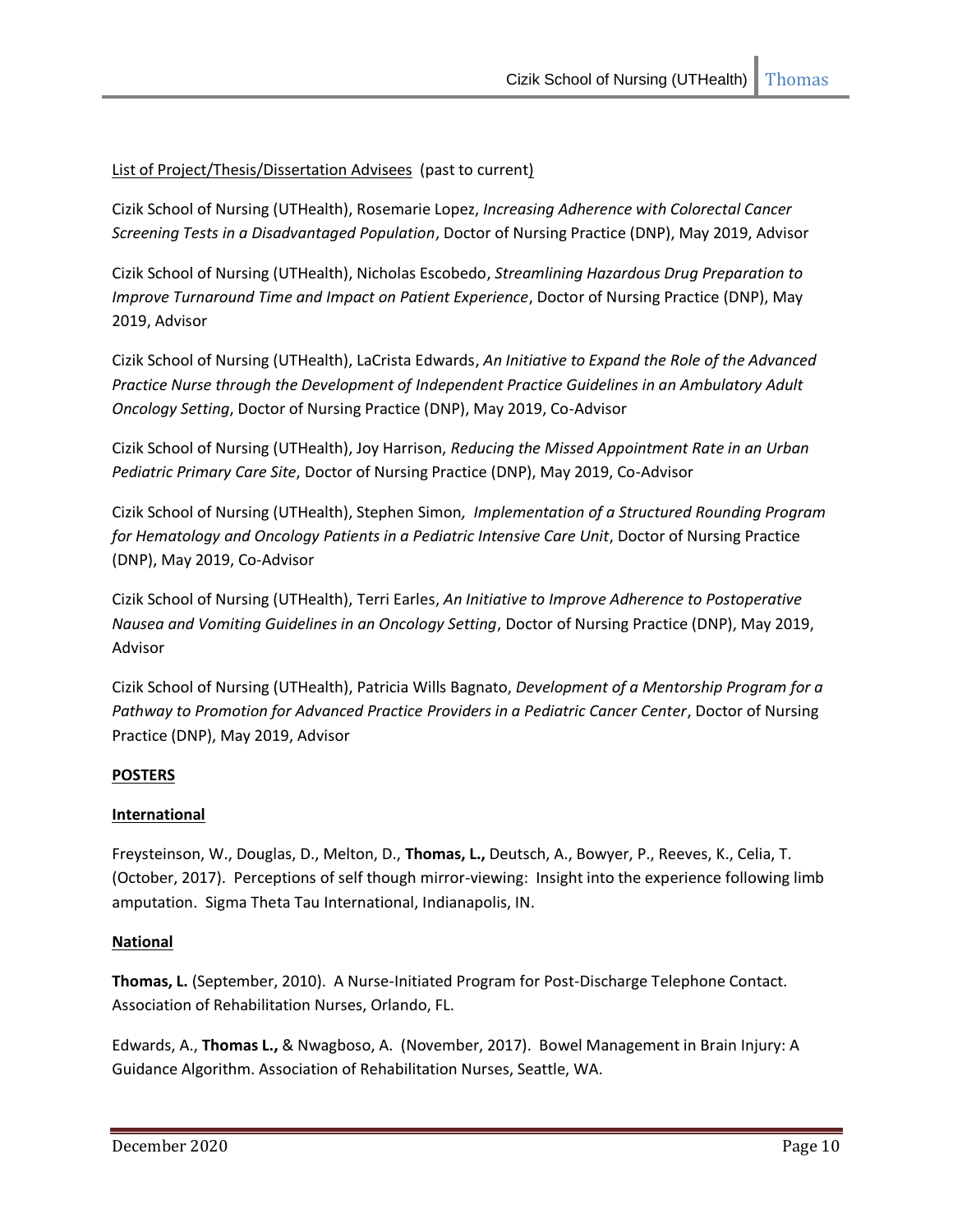<u>List of Project/Thesis/Dissertation Advisees</u> (past to current)

Cizik School of Nursing (UTHealth), Rosemarie Lopez, *Increasing Adherence with Colorectal Cancer Screening Tests in a Disadvantaged Population*, Doctor of Nursing Practice (DNP), May 2019, Advisor

Cizik School of Nursing (UTHealth), Nicholas Escobedo, *Streamlining Hazardous Drug Preparation to Improve Turnaround Time and Impact on Patient Experience*, Doctor of Nursing Practice (DNP), May 2019, Advisor

Cizik School of Nursing (UTHealth), LaCrista Edwards, *An Initiative to Expand the Role of the Advanced Practice Nurse through the Development of Independent Practice Guidelines in an Ambulatory Adult Oncology Setting*, Doctor of Nursing Practice (DNP), May 2019, Co-Advisor

Cizik School of Nursing (UTHealth), Joy Harrison, *Reducing the Missed Appointment Rate in an Urban Pediatric Primary Care Site*, Doctor of Nursing Practice (DNP), May 2019, Co-Advisor

Cizik School of Nursing (UTHealth), Stephen Simon*, Implementation of a Structured Rounding Program for Hematology and Oncology Patients in a Pediatric Intensive Care Unit*, Doctor of Nursing Practice (DNP), May 2019, Co-Advisor

Cizik School of Nursing (UTHealth), Terri Earles, *An Initiative to Improve Adherence to Postoperative Nausea and Vomiting Guidelines in an Oncology Setting*, Doctor of Nursing Practice (DNP), May 2019, Advisor

Cizik School of Nursing (UTHealth), Patricia Wills Bagnato, *Development of a Mentorship Program for a Pathway to Promotion for Advanced Practice Providers in a Pediatric Cancer Center*, Doctor of Nursing Practice (DNP), May 2019, Advisor

## POSTERS

### International

Freysteinson, W., Douglas, D., Melton, D., **Thomas, L.,** Deutsch, A., Bowyer, P., Reeves, K., Celia, T. (October, 2017). Perceptions of self though mirror-viewing: Insight into the experience following limb amputation. Sigma Theta Tau International, Indianapolis, IN.

### National

**Thomas, L.** (September, 2010). A Nurse-Initiated Program for Post-Discharge Telephone Contact. Association of Rehabilitation Nurses, Orlando, FL.

Edwards, A., **Thomas L.,** & Nwagboso, A. (November, 2017). Bowel Management in Brain Injury: A Guidance Algorithm. Association of Rehabilitation Nurses, Seattle, WA.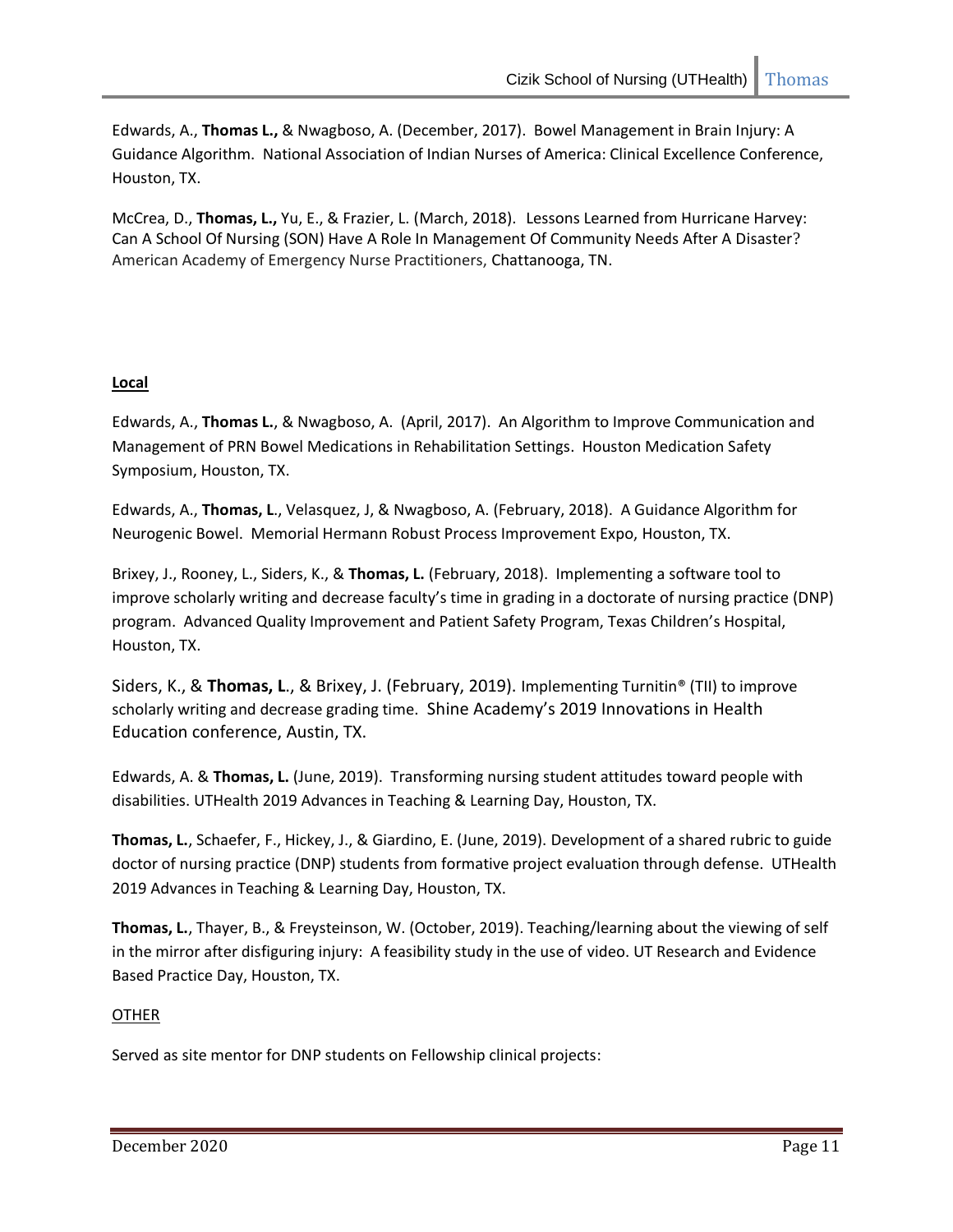Edwards, A., **Thomas L.,** & Nwagboso, A. (December, 2017). Bowel Management in Brain Injury: A Guidance Algorithm. National Association of Indian Nurses of America: Clinical Excellence Conference, Houston, TX.

McCrea, D., **Thomas, L.,** Yu, E., & Frazier, L. (March, 2018). Lessons Learned from Hurricane Harvey: Can A School Of Nursing (SON) Have A Role In Management Of Community Needs After A Disaster? American Academy of Emergency Nurse Practitioners, Chattanooga, TN.

**Local**

Edwards, A., **Thomas L.**, & Nwagboso, A. (April, 2017). An Algorithm to Improve Communication and Management of PRN Bowel Medications in Rehabilitation Settings. Houston Medication Safety Symposium, Houston, TX.

Edwards, A., **Thomas, L**., Velasquez, J, & Nwagboso, A. (February, 2018). A Guidance Algorithm for Neurogenic Bowel. Memorial Hermann Robust Process Improvement Expo, Houston, TX.

Brixey, J., Rooney, L., Siders, K., & **Thomas, L.** (February, 2018). Implementing a software tool to improve scholarly writing and decrease faculty's time in grading in a doctorate of nursing practice (DNP) program. Advanced Quality Improvement and Patient Safety Program, Texas Children's Hospital, Houston, TX.

Siders, K., & **Thomas, L**., & Brixey, J. (February, 2019). Implementing Turnitin® (TII) to improve scholarly writing and decrease grading time. Shine Academy's 2019 Innovations in Health Education conference, Austin, TX.

Edwards, A. & **Thomas, L.** (June, 2019). Transforming nursing student attitudes toward people with disabilities. UTHealth 2019 Advances in Teaching & Learning Day, Houston, TX.

**Thomas, L.**, Schaefer, F., Hickey, J., & Giardino, E. (June, 2019). Development of a shared rubric to guide doctor of nursing practice (DNP) students from formative project evaluation through defense. UTHealth 2019 Advances in Teaching & Learning Day, Houston, TX.

**Thomas, L.**, Thayer, B., & Freysteinson, W. (October, 2019). Teaching/learning about the viewing of self in the mirror after disfiguring injury: A feasibility study in the use of video. UT Research and Evidence Based Practice Day, Houston, TX.

OTHER

Served as site mentor for DNP students on Fellowship clinical projects: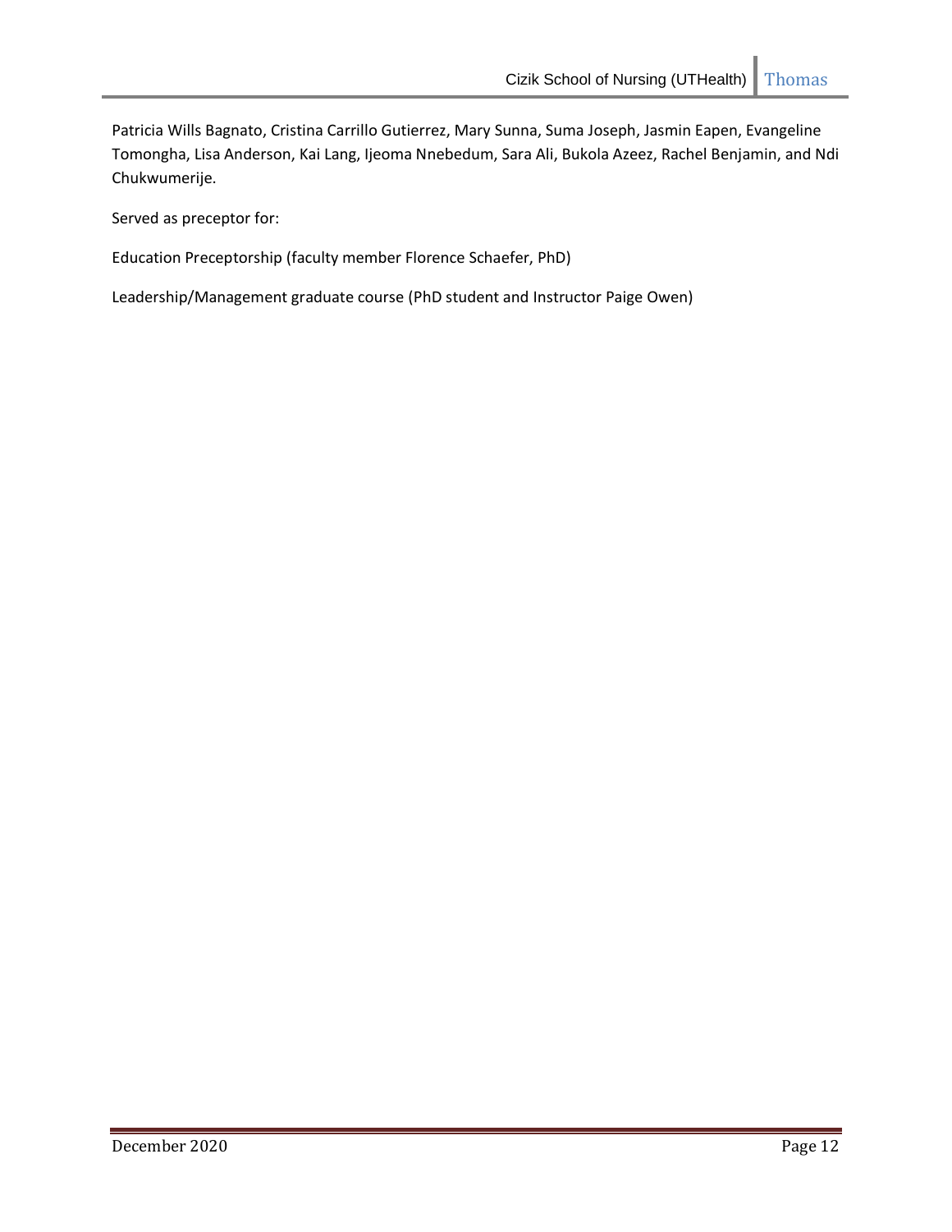Patricia Wills Bagnato, Cristina Carrillo Gutierrez, Mary Sunna, Suma Joseph, Jasmin Eapen, Evangeline Tomongha, Lisa Anderson, Kai Lang, Ijeoma Nnebedum, Sara Ali, Bukola Azeez, Rachel Benjamin, and Ndi Chukwumerije.

Served as preceptor for:

Education Preceptorship (faculty member Florence Schaefer, PhD)

Leadership/Management graduate course (PhD student and Instructor Paige Owen)